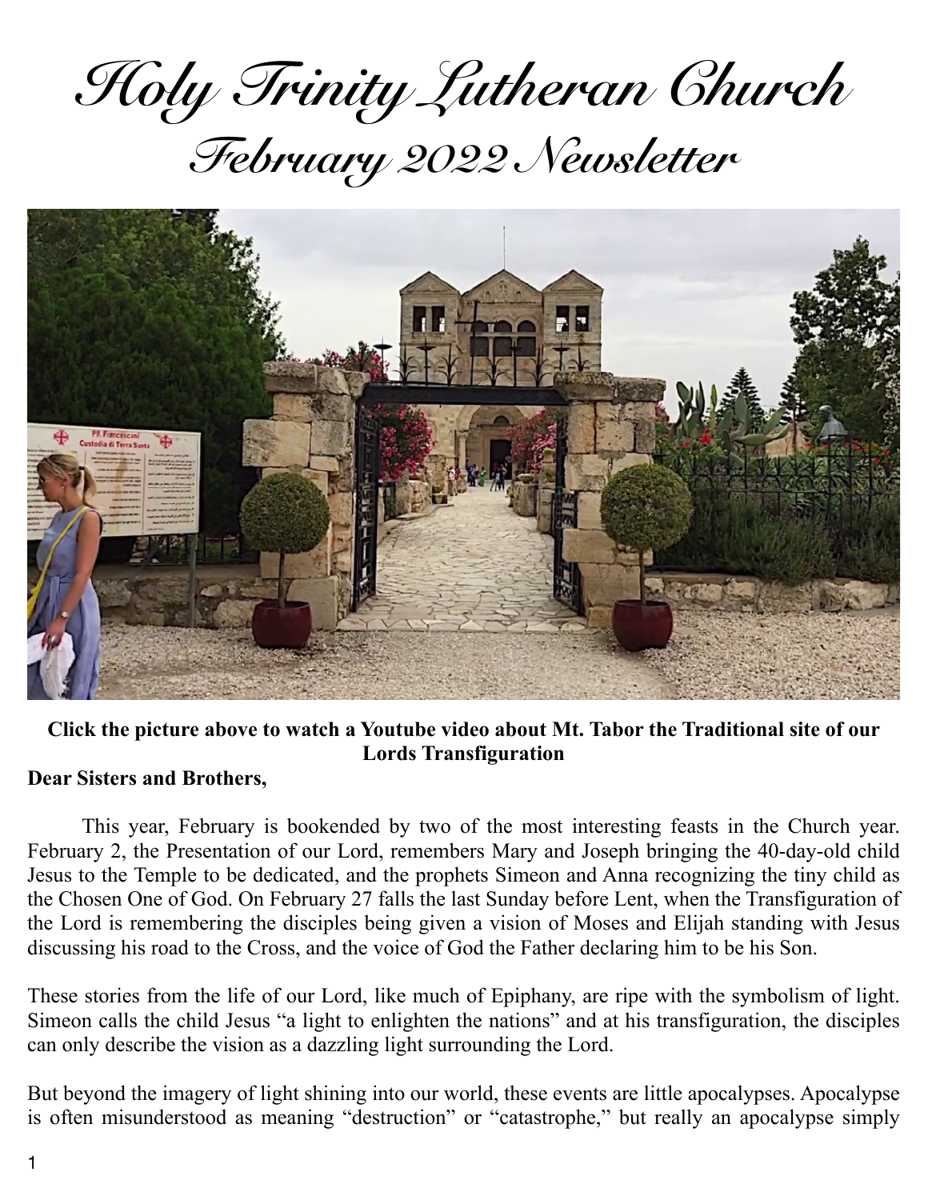# Holy Trinity Lutheran Church
## February 2022 Newsletter

**Click the picture above to watch a Youtube video about Mt. Tabor the Traditional site of our Lords Transfiguration**

**Dear Sisters and Brothers,**

This year, February is bookended by two of the most interesting feasts in the Church year. February 2, the Presentation of our Lord, remembers Mary and Joseph bringing the 40-day-old child Jesus to the Temple to be dedicated, and the prophets Simeon and Anna recognizing the tiny child as the Chosen One of God. On February 27 falls the last Sunday before Lent, when the Transfiguration of the Lord is remembering the disciples being given a vision of Moses and Elijah standing with Jesus discussing his road to the Cross, and the voice of God the Father declaring him to be his Son.

These stories from the life of our Lord, like much of Epiphany, are ripe with the symbolism of light. Simeon calls the child Jesus "a light to enlighten the nations" and at his transfiguration, the disciples can only describe the vision as a dazzling light surrounding the Lord.

But beyond the imagery of light shining into our world, these events are little apocalypses. Apocalypse is often misunderstood as meaning "destruction" or "catastrophe," but really an apocalypse simply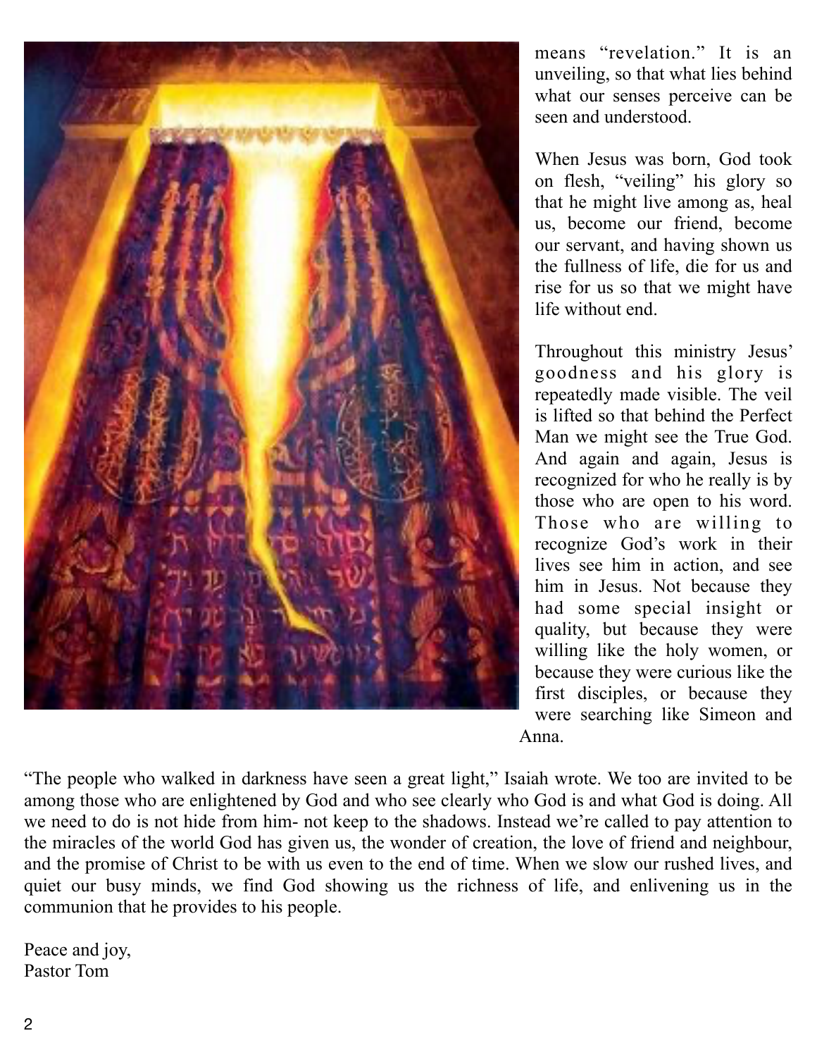means "revelation." It is an unveiling, so that what lies behind what our senses perceive can be seen and understood.

When Jesus was born, God took on flesh, "veiling" his glory so that he might live among as, heal us, become our friend, become our servant, and having shown us the fullness of life, die for us and rise for us so that we might have life without end.

Throughout this ministry Jesus' goodness and his glory is repeatedly made visible. The veil is lifted so that behind the Perfect Man we might see the True God. And again and again, Jesus is recognized for who he really is by those who are open to his word. Those who are willing to recognize God's work in their lives see him in action, and see him in Jesus. Not because they had some special insight or quality, but because they were willing like the holy women, or because they were curious like the first disciples, or because they were searching like Simeon and Anna.

"The people who walked in darkness have seen a great light," Isaiah wrote. We too are invited to be among those who are enlightened by God and who see clearly who God is and what God is doing. All we need to do is not hide from him- not keep to the shadows. Instead we're called to pay attention to the miracles of the world God has given us, the wonder of creation, the love of friend and neighbour, and the promise of Christ to be with us even to the end of time. When we slow our rushed lives, and quiet our busy minds, we find God showing us the richness of life, and enlivening us in the communion that he provides to his people.

Peace and joy,
Pastor Tom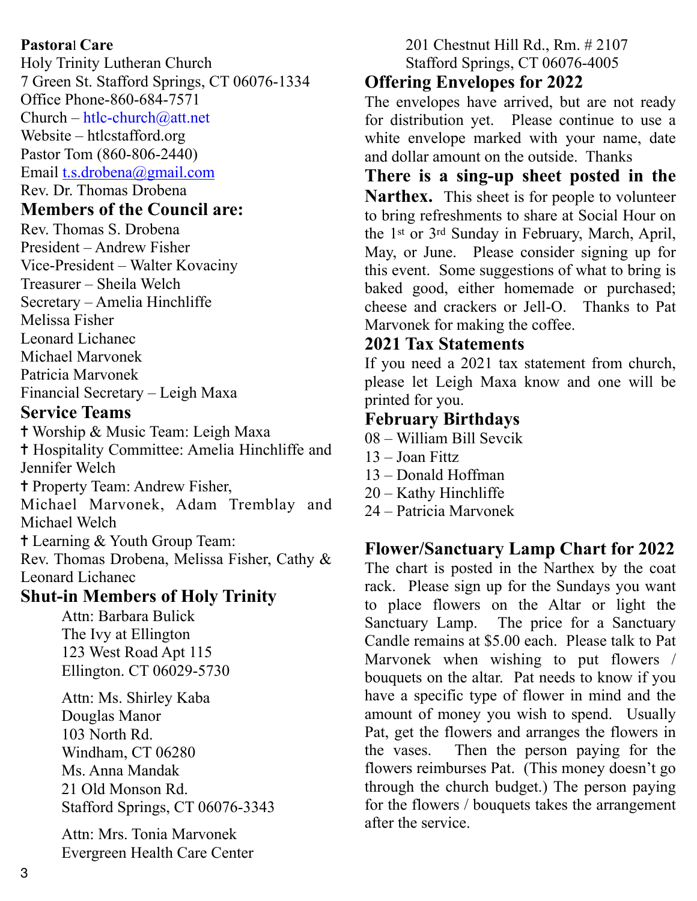**Pastoral Care**

Holy Trinity Lutheran Church
7 Green St. Stafford Springs, CT 06076-1334
Office Phone-860-684-7571
Church – htlc-church@att.net
Website – htlcstafford.org
Pastor Tom (860-806-2440)
Email t.s.drobena@gmail.com
Rev. Dr. Thomas Drobena

## Members of the Council are:

Rev. Thomas S. Drobena
President – Andrew Fisher
Vice-President – Walter Kovaciny
Treasurer – Sheila Welch
Secretary – Amelia Hinchliffe
Melissa Fisher
Leonard Lichanec
Michael Marvonek
Patricia Marvonek
Financial Secretary – Leigh Maxa

## Service Teams

✝ Worship & Music Team: Leigh Maxa
✝ Hospitality Committee: Amelia Hinchliffe and Jennifer Welch
✝ Property Team: Andrew Fisher, Michael Marvonek, Adam Tremblay and Michael Welch
✝ Learning & Youth Group Team: Rev. Thomas Drobena, Melissa Fisher, Cathy & Leonard Lichanec

## Shut-in Members of Holy Trinity

Attn: Barbara Bulick
The Ivy at Ellington
123 West Road Apt 115
Ellington. CT 06029-5730

Attn: Ms. Shirley Kaba
Douglas Manor
103 North Rd.
Windham, CT 06280
Ms. Anna Mandak
21 Old Monson Rd.
Stafford Springs, CT 06076-3343

Attn: Mrs. Tonia Marvonek
Evergreen Health Care Center
201 Chestnut Hill Rd., Rm. # 2107
Stafford Springs, CT 06076-4005

## Offering Envelopes for 2022

The envelopes have arrived, but are not ready for distribution yet. Please continue to use a white envelope marked with your name, date and dollar amount on the outside. Thanks

**There is a sing-up sheet posted in the Narthex.** This sheet is for people to volunteer to bring refreshments to share at Social Hour on the 1st or 3rd Sunday in February, March, April, May, or June. Please consider signing up for this event. Some suggestions of what to bring is baked good, either homemade or purchased; cheese and crackers or Jell-O. Thanks to Pat Marvonek for making the coffee.

## 2021 Tax Statements

If you need a 2021 tax statement from church, please let Leigh Maxa know and one will be printed for you.

## February Birthdays

08 – William Bill Sevcik
13 – Joan Fitzz
13 – Donald Hoffman
20 – Kathy Hinchliffe
24 – Patricia Marvonek

## Flower/Sanctuary Lamp Chart for 2022

The chart is posted in the Narthex by the coat rack. Please sign up for the Sundays you want to place flowers on the Altar or light the Sanctuary Lamp. The price for a Sanctuary Candle remains at $5.00 each. Please talk to Pat Marvonek when wishing to put flowers / bouquets on the altar. Pat needs to know if you have a specific type of flower in mind and the amount of money you wish to spend. Usually Pat, get the flowers and arranges the flowers in the vases. Then the person paying for the flowers reimburses Pat. (This money doesn't go through the church budget.) The person paying for the flowers / bouquets takes the arrangement after the service.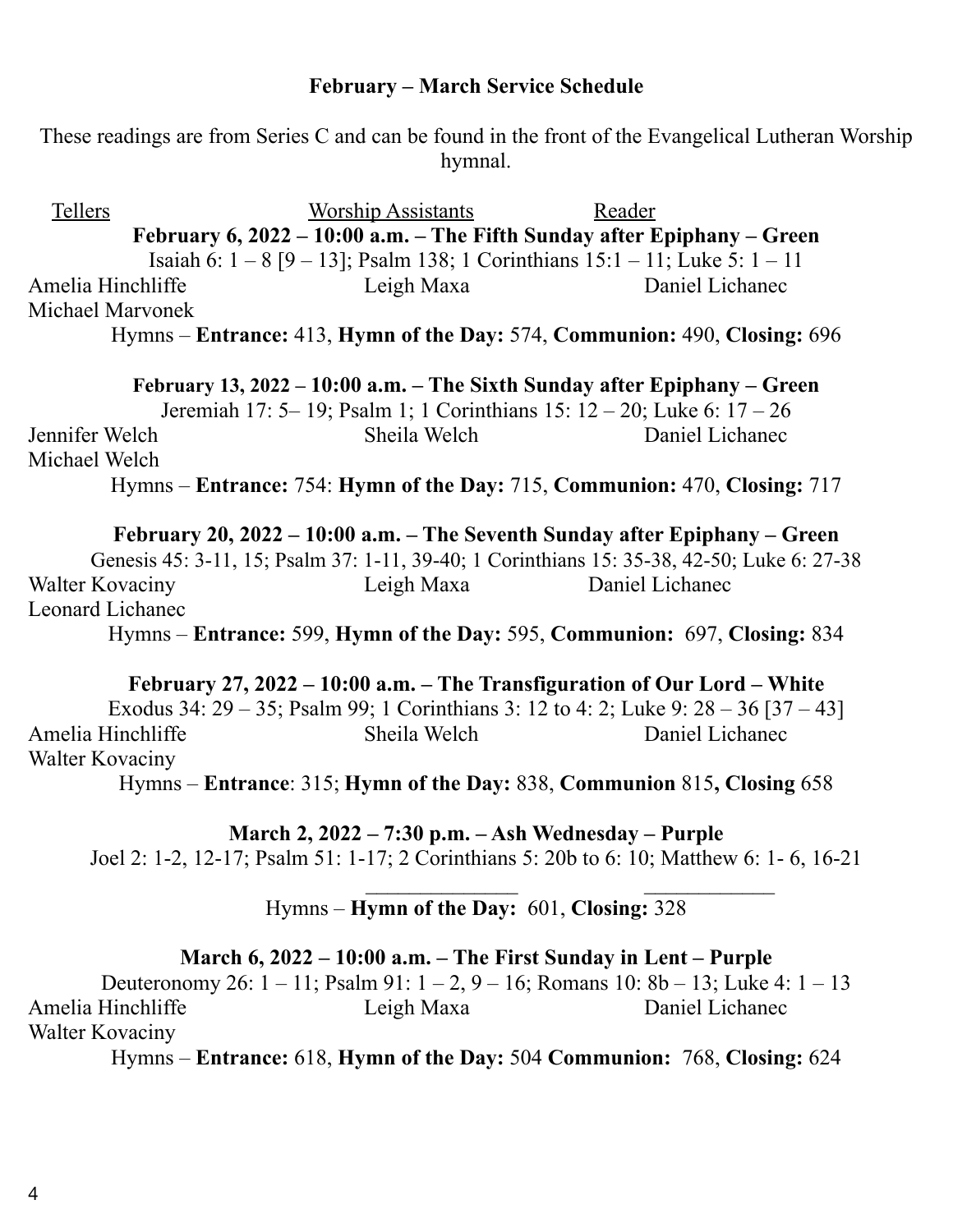## February – March Service Schedule

These readings are from Series C and can be found in the front of the Evangelical Lutheran Worship hymnal.

| Tellers | Worship Assistants | Reader |
|---|---|---|

**February 6, 2022 – 10:00 a.m. – The Fifth Sunday after Epiphany – Green**

Isaiah 6: 1 – 8 [9 – 13]; Psalm 138; 1 Corinthians 15:1 – 11; Luke 5: 1 – 11

| Tellers | Worship Assistants | Reader |
|---|---|---|
| Amelia Hinchliffe<br>Michael Marvonek | Leigh Maxa | Daniel Lichanec |

Hymns – **Entrance:** 413, **Hymn of the Day:** 574, **Communion:** 490, **Closing:** 696

**February 13, 2022 – 10:00 a.m. – The Sixth Sunday after Epiphany – Green**

Jeremiah 17: 5– 19; Psalm 1; 1 Corinthians 15: 12 – 20; Luke 6: 17 – 26

| Tellers | Worship Assistants | Reader |
|---|---|---|
| Jennifer Welch<br>Michael Welch | Sheila Welch | Daniel Lichanec |

Hymns – **Entrance:** 754: **Hymn of the Day:** 715, **Communion:** 470, **Closing:** 717

**February 20, 2022 – 10:00 a.m. – The Seventh Sunday after Epiphany – Green**

Genesis 45: 3-11, 15; Psalm 37: 1-11, 39-40; 1 Corinthians 15: 35-38, 42-50; Luke 6: 27-38

| Tellers | Worship Assistants | Reader |
|---|---|---|
| Walter Kovaciny<br>Leonard Lichanec | Leigh Maxa | Daniel Lichanec |

Hymns – **Entrance:** 599, **Hymn of the Day:** 595, **Communion:** 697, **Closing:** 834

**February 27, 2022 – 10:00 a.m. – The Transfiguration of Our Lord – White**

Exodus 34: 29 – 35; Psalm 99; 1 Corinthians 3: 12 to 4: 2; Luke 9: 28 – 36 [37 – 43]

| Tellers | Worship Assistants | Reader |
|---|---|---|
| Amelia Hinchliffe<br>Walter Kovaciny | Sheila Welch | Daniel Lichanec |

Hymns – **Entrance**: 315; **Hymn of the Day:** 838, **Communion** 815**, Closing** 658

**March 2, 2022 – 7:30 p.m. – Ash Wednesday – Purple**

Joel 2: 1-2, 12-17; Psalm 51: 1-17; 2 Corinthians 5: 20b to 6: 10; Matthew 6: 1- 6, 16-21

| Tellers | Worship Assistants | Reader |
|---|---|---|
| | ______________ | ____________ |

Hymns – **Hymn of the Day:** 601, **Closing:** 328

**March 6, 2022 – 10:00 a.m. – The First Sunday in Lent – Purple**

Deuteronomy 26: 1 – 11; Psalm 91: 1 – 2, 9 – 16; Romans 10: 8b – 13; Luke 4: 1 – 13

| Tellers | Worship Assistants | Reader |
|---|---|---|
| Amelia Hinchliffe<br>Walter Kovaciny | Leigh Maxa | Daniel Lichanec |

Hymns – **Entrance:** 618, **Hymn of the Day:** 504 **Communion:** 768, **Closing:** 624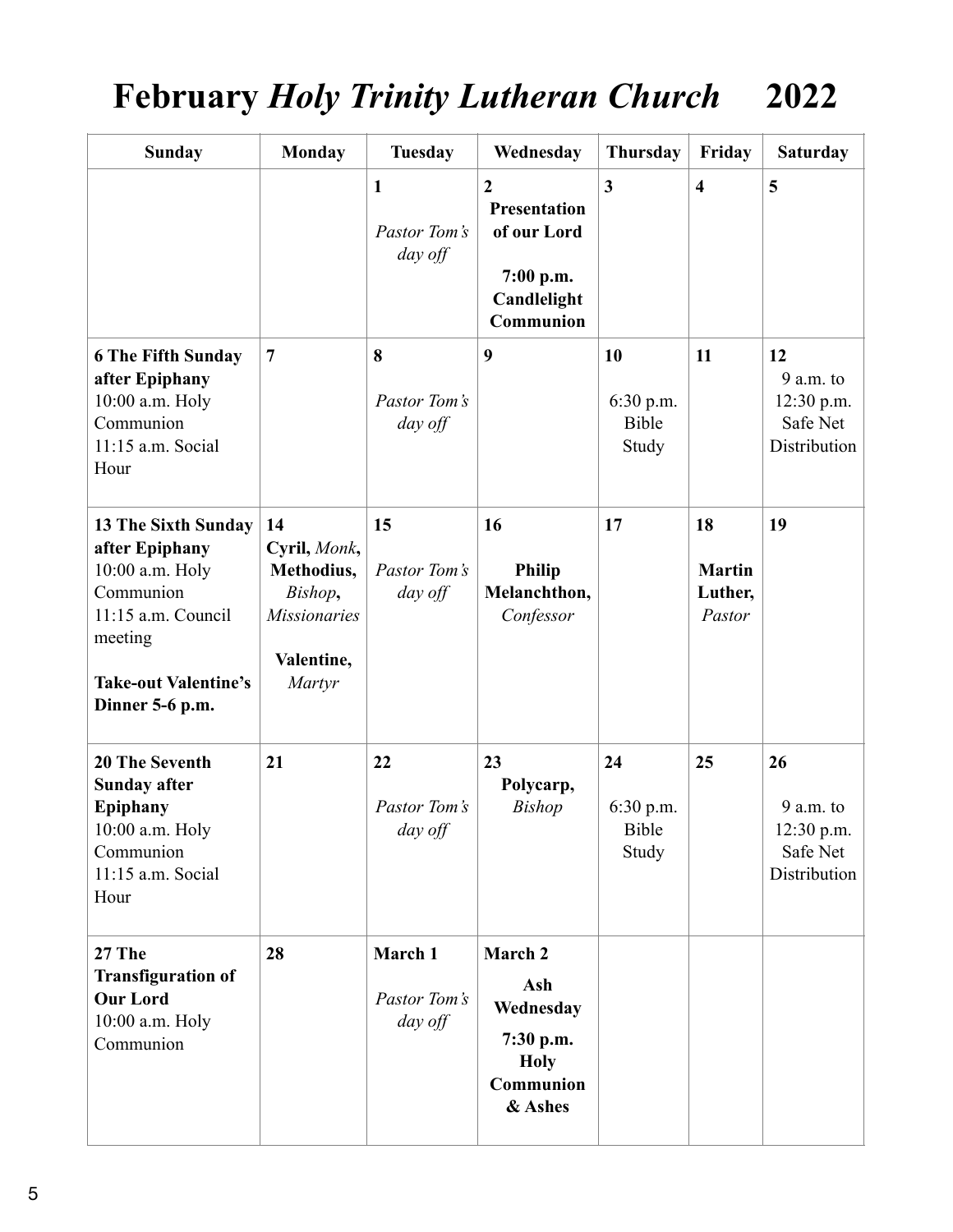# February *Holy Trinity Lutheran Church* 2022

| Sunday | Monday | Tuesday | Wednesday | Thursday | Friday | Saturday |
|---|---|---|---|---|---|---|
| | | **1**<br>*Pastor Tom's day off* | **2**<br>**Presentation of our Lord**<br>**7:00 p.m. Candlelight Communion** | **3** | **4** | **5** |
| **6 The Fifth Sunday after Epiphany**<br>10:00 a.m. Holy Communion<br>11:15 a.m. Social Hour | **7** | **8**<br>*Pastor Tom's day off* | **9** | **10**<br>6:30 p.m. Bible Study | **11** | **12**<br>9 a.m. to 12:30 p.m. Safe Net Distribution |
| **13 The Sixth Sunday after Epiphany**<br>10:00 a.m. Holy Communion<br>11:15 a.m. Council meeting<br>**Take-out Valentine's Dinner 5-6 p.m.** | **14**<br>**Cyril,** *Monk*, **Methodius,** *Bishop*, *Missionaries*<br>**Valentine,** *Martyr* | **15**<br>*Pastor Tom's day off* | **16**<br>**Philip Melanchthon,** *Confessor* | **17** | **18**<br>**Martin Luther,** *Pastor* | **19** |
| **20 The Seventh Sunday after Epiphany**<br>10:00 a.m. Holy Communion<br>11:15 a.m. Social Hour | **21** | **22**<br>*Pastor Tom's day off* | **23**<br>**Polycarp,** *Bishop* | **24**<br>6:30 p.m. Bible Study | **25** | **26**<br>9 a.m. to 12:30 p.m. Safe Net Distribution |
| **27 The Transfiguration of Our Lord**<br>10:00 a.m. Holy Communion | **28** | **March 1**<br>*Pastor Tom's day off* | **March 2**<br>**Ash Wednesday**<br>**7:30 p.m. Holy Communion & Ashes** | | | |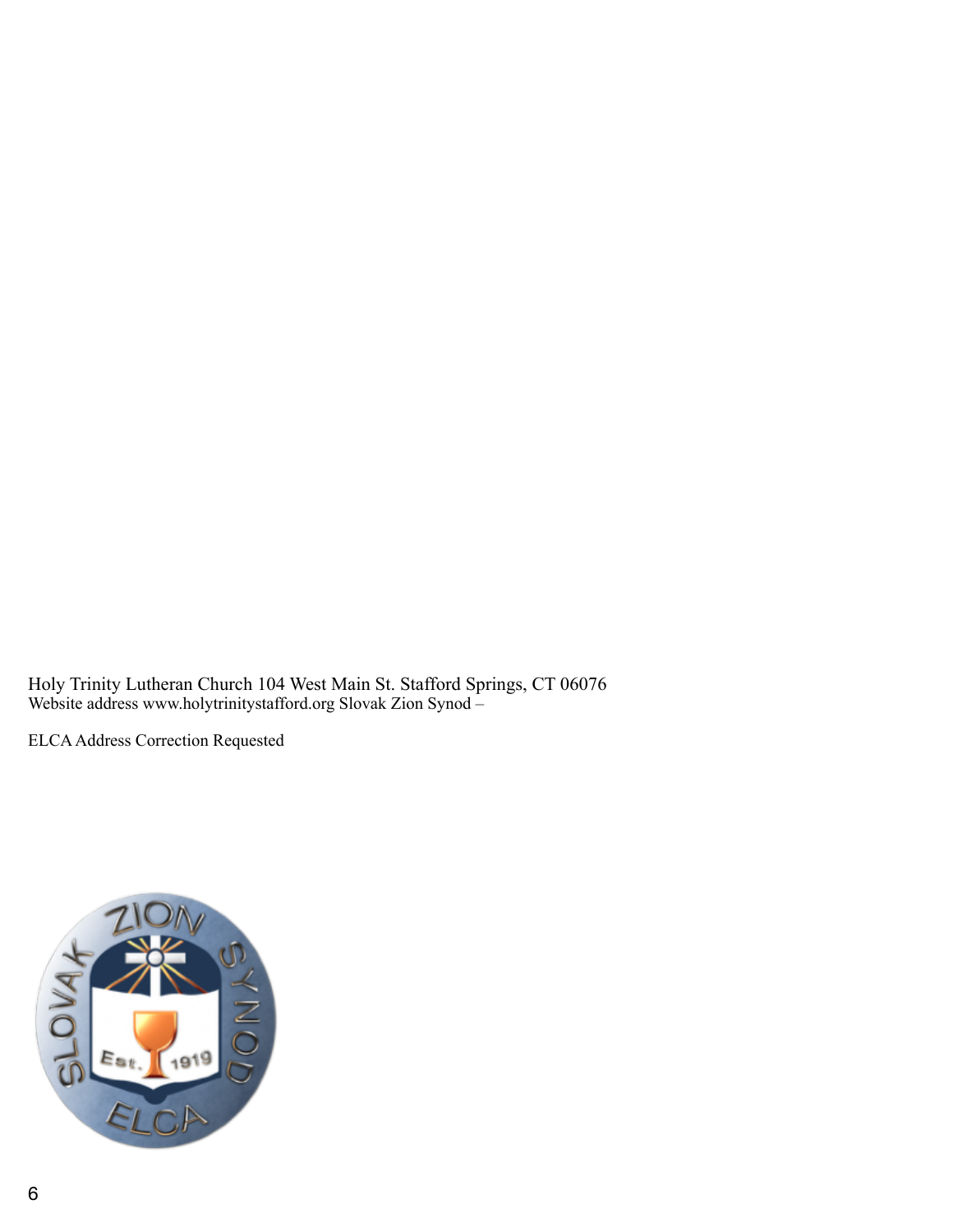Holy Trinity Lutheran Church 104 West Main St. Stafford Springs, CT 06076
Website address www.holytrinitystafford.org Slovak Zion Synod –

ELCA Address Correction Requested